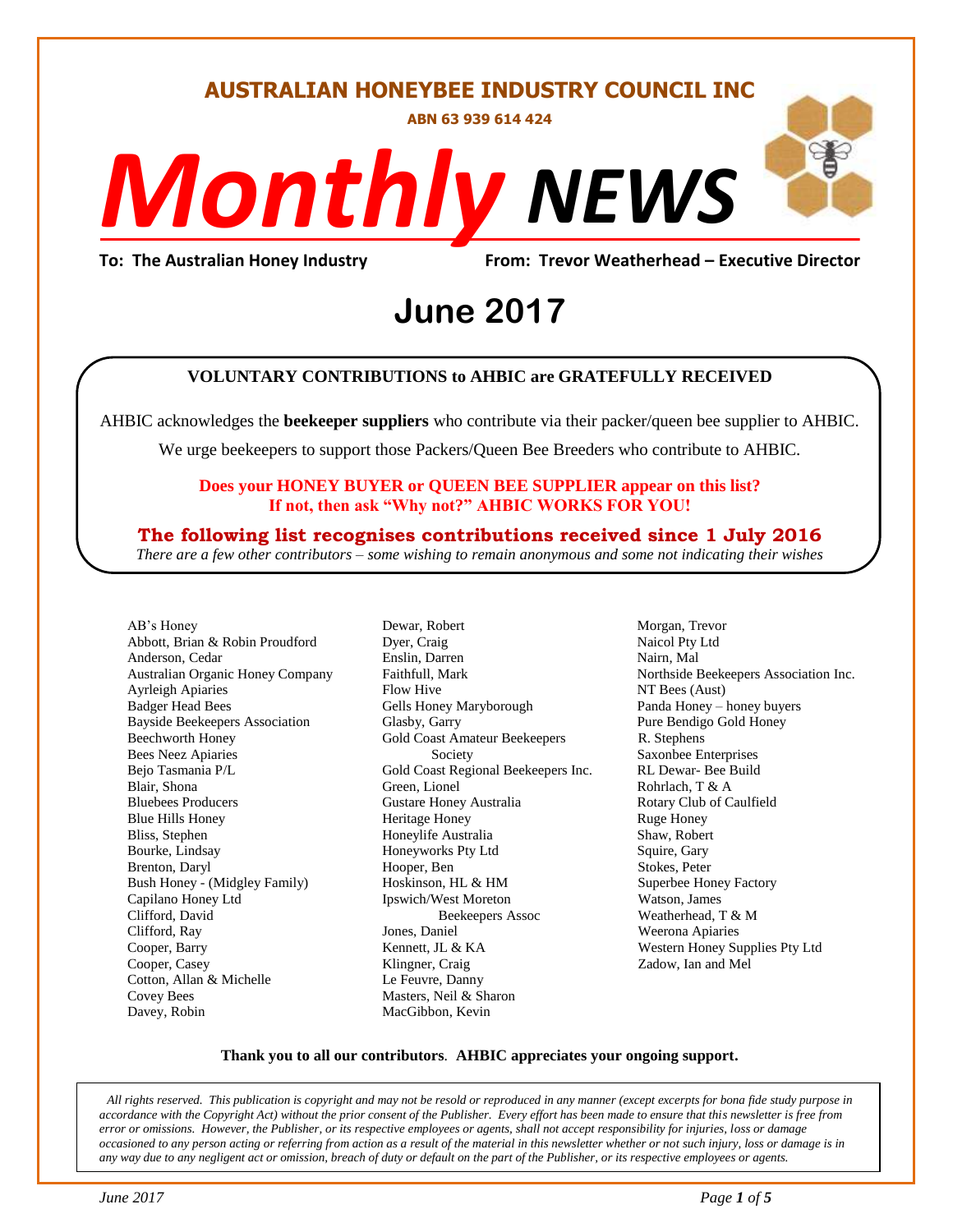# AUSTRALIAN HONEYBEE INDUSTRY COUNCIL INC

**ABN 63 939 614 424**

# *Monthly* *NEWS*

**To: The Australian Honey Industry** **From: Trevor Weatherhead – Executive Director**

## June 2017

**VOLUNTARY CONTRIBUTIONS to AHBIC are GRATEFULLY RECEIVED**

AHBIC acknowledges the **beekeeper suppliers** who contribute via their packer/queen bee supplier to AHBIC.

We urge beekeepers to support those Packers/Queen Bee Breeders who contribute to AHBIC.

**Does your HONEY BUYER or QUEEN BEE SUPPLIER appear on this list?**
**If not, then ask "Why not?" AHBIC WORKS FOR YOU!**

**The following list recognises contributions received since 1 July 2016**

*There are a few other contributors – some wishing to remain anonymous and some not indicating their wishes*

AB's Honey
Abbott, Brian & Robin Proudford
Anderson, Cedar
Australian Organic Honey Company
Ayrleigh Apiaries
Badger Head Bees
Bayside Beekeepers Association
Beechworth Honey
Bees Neez Apiaries
Bejo Tasmania P/L
Blair, Shona
Bluebees Producers
Blue Hills Honey
Bliss, Stephen
Bourke, Lindsay
Brenton, Daryl
Bush Honey - (Midgley Family)
Capilano Honey Ltd
Clifford, David
Clifford, Ray
Cooper, Barry
Cooper, Casey
Cotton, Allan & Michelle
Covey Bees
Davey, Robin
Dewar, Robert
Dyer, Craig
Enslin, Darren
Faithfull, Mark
Flow Hive
Gells Honey Maryborough
Glasby, Garry
Gold Coast Amateur Beekeepers Society
Gold Coast Regional Beekeepers Inc.
Green, Lionel
Gustare Honey Australia
Heritage Honey
Honeylife Australia
Honeyworks Pty Ltd
Hooper, Ben
Hoskinson, HL & HM
Ipswich/West Moreton Beekeepers Assoc
Jones, Daniel
Kennett, JL & KA
Klingner, Craig
Le Feuvre, Danny
Masters, Neil & Sharon
MacGibbon, Kevin
Morgan, Trevor
Naicol Pty Ltd
Nairn, Mal
Northside Beekeepers Association Inc.
NT Bees (Aust)
Panda Honey – honey buyers
Pure Bendigo Gold Honey
R. Stephens
Saxonbee Enterprises
RL Dewar- Bee Build
Rohrlach, T & A
Rotary Club of Caulfield
Ruge Honey
Shaw, Robert
Squire, Gary
Stokes, Peter
Superbee Honey Factory
Watson, James
Weatherhead, T & M
Weerona Apiaries
Western Honey Supplies Pty Ltd
Zadow, Ian and Mel

**Thank you to all our contributors**. **AHBIC appreciates your ongoing support.**

*All rights reserved. This publication is copyright and may not be resold or reproduced in any manner (except excerpts for bona fide study purpose in accordance with the Copyright Act) without the prior consent of the Publisher. Every effort has been made to ensure that this newsletter is free from error or omissions. However, the Publisher, or its respective employees or agents, shall not accept responsibility for injuries, loss or damage occasioned to any person acting or referring from action as a result of the material in this newsletter whether or not such injury, loss or damage is in any way due to any negligent act or omission, breach of duty or default on the part of the Publisher, or its respective employees or agents.*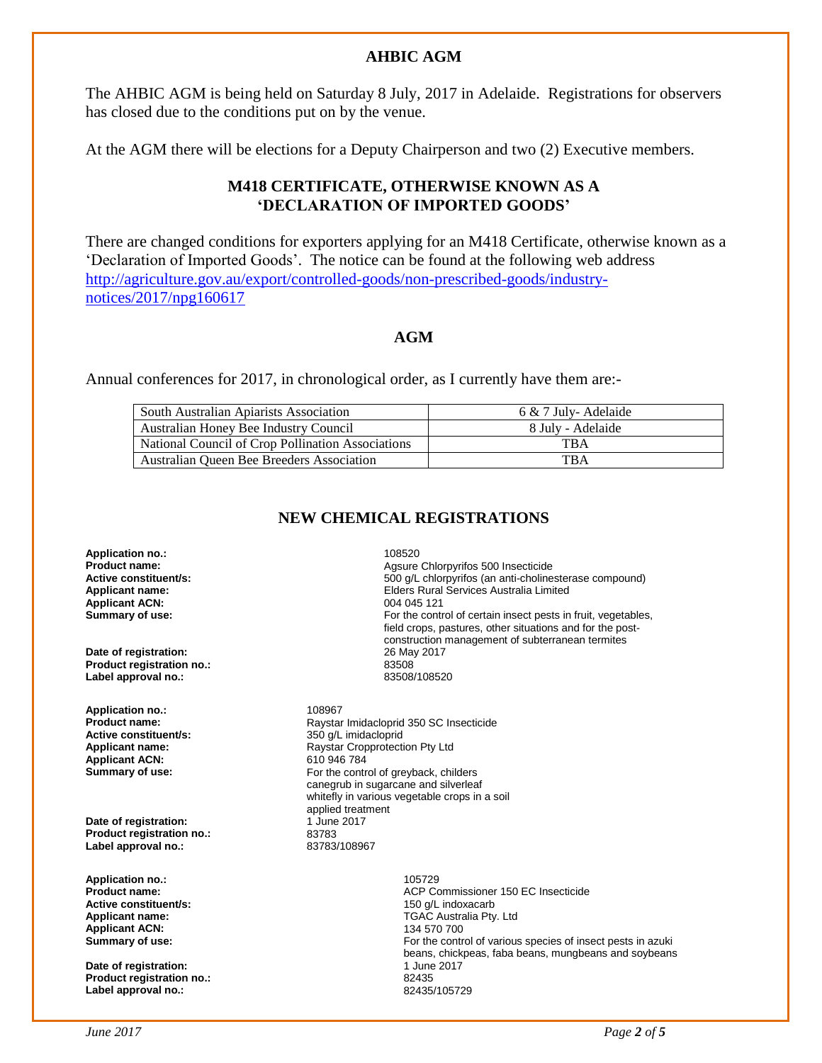## AHBIC AGM

The AHBIC AGM is being held on Saturday 8 July, 2017 in Adelaide. Registrations for observers has closed due to the conditions put on by the venue.

At the AGM there will be elections for a Deputy Chairperson and two (2) Executive members.

## M418 CERTIFICATE, OTHERWISE KNOWN AS A 'DECLARATION OF IMPORTED GOODS'

There are changed conditions for exporters applying for an M418 Certificate, otherwise known as a 'Declaration of Imported Goods'. The notice can be found at the following web address [http://agriculture.gov.au/export/controlled-goods/non-prescribed-goods/industry-notices/2017/npg160617](http://agriculture.gov.au/export/controlled-goods/non-prescribed-goods/industry-notices/2017/npg160617)

## AGM

Annual conferences for 2017, in chronological order, as I currently have them are:-

| | |
|---|---|
| South Australian Apiarists Association | 6 & 7 July- Adelaide |
| Australian Honey Bee Industry Council | 8 July - Adelaide |
| National Council of Crop Pollination Associations | TBA |
| Australian Queen Bee Breeders Association | TBA |

## NEW CHEMICAL REGISTRATIONS

**Application no.:** 108520
**Product name:** Agsure Chlorpyrifos 500 Insecticide
**Active constituent/s:** 500 g/L chlorpyrifos (an anti-cholinesterase compound)
**Applicant name:** Elders Rural Services Australia Limited
**Applicant ACN:** 004 045 121
**Summary of use:** For the control of certain insect pests in fruit, vegetables, field crops, pastures, other situations and for the post-construction management of subterranean termites
**Date of registration:** 26 May 2017
**Product registration no.:** 83508
**Label approval no.:** 83508/108520

**Application no.:** 108967
**Product name:** Raystar Imidacloprid 350 SC Insecticide
**Active constituent/s:** 350 g/L imidacloprid
**Applicant name:** Raystar Cropprotection Pty Ltd
**Applicant ACN:** 610 946 784
**Summary of use:** For the control of greyback, childers canegrub in sugarcane and silverleaf whitefly in various vegetable crops in a soil applied treatment
**Date of registration:** 1 June 2017
**Product registration no.:** 83783
**Label approval no.:** 83783/108967

**Application no.:** 105729
**Product name:** ACP Commissioner 150 EC Insecticide
**Active constituent/s:** 150 g/L indoxacarb
**Applicant name:** TGAC Australia Pty. Ltd
**Applicant ACN:** 134 570 700
**Summary of use:** For the control of various species of insect pests in azuki beans, chickpeas, faba beans, mungbeans and soybeans
**Date of registration:** 1 June 2017
**Product registration no.:** 82435
**Label approval no.:** 82435/105729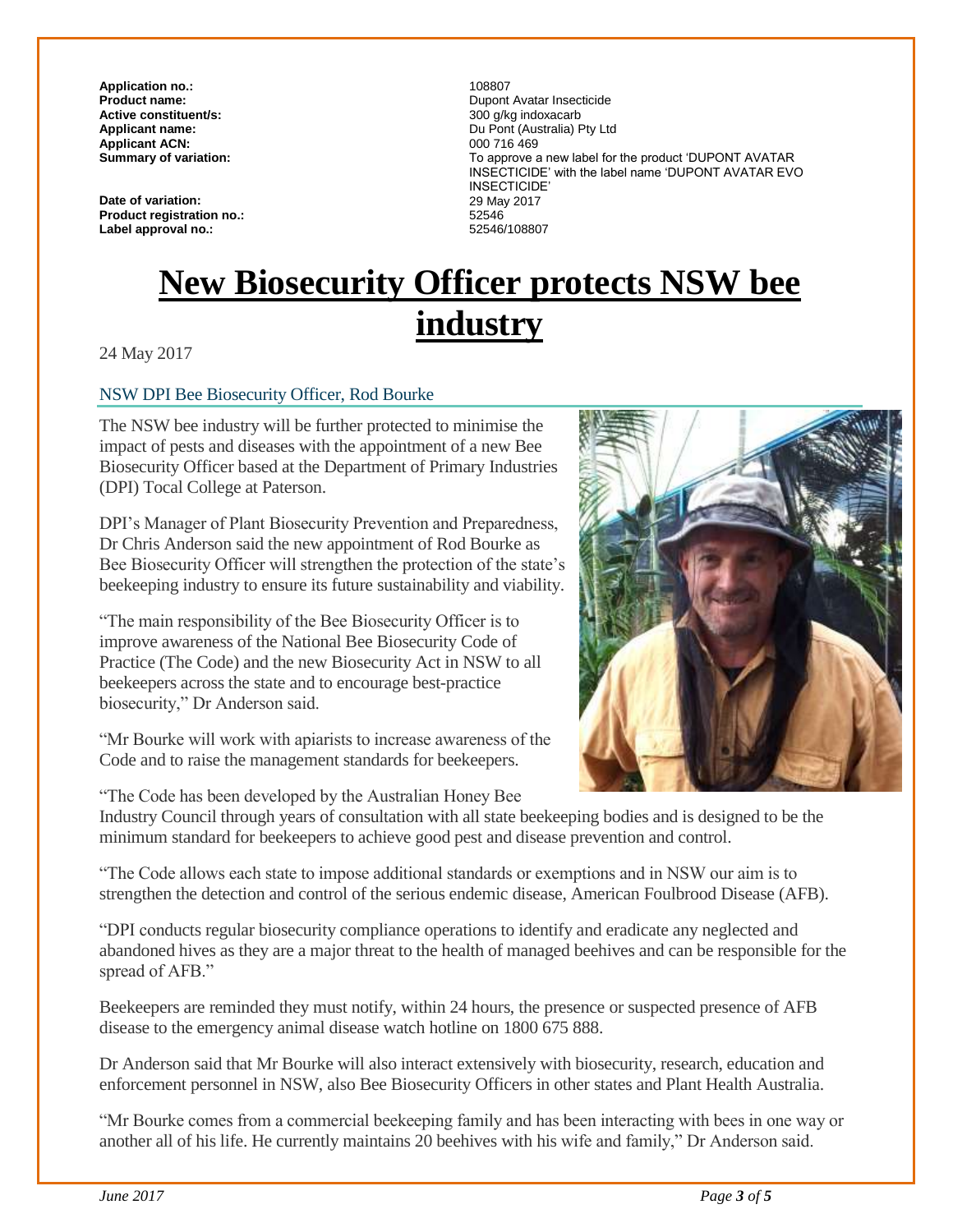| | |
|---|---|
| **Application no.:** | 108807 |
| **Product name:** | Dupont Avatar Insecticide |
| **Active constituent/s:** | 300 g/kg indoxacarb |
| **Applicant name:** | Du Pont (Australia) Pty Ltd |
| **Applicant ACN:** | 000 716 469 |
| **Summary of variation:** | To approve a new label for the product 'DUPONT AVATAR INSECTICIDE' with the label name 'DUPONT AVATAR EVO INSECTICIDE' |
| **Date of variation:** | 29 May 2017 |
| **Product registration no.:** | 52546 |
| **Label approval no.:** | 52546/108807 |

# New Biosecurity Officer protects NSW bee industry

24 May 2017

## NSW DPI Bee Biosecurity Officer, Rod Bourke

The NSW bee industry will be further protected to minimise the impact of pests and diseases with the appointment of a new Bee Biosecurity Officer based at the Department of Primary Industries (DPI) Tocal College at Paterson.

DPI's Manager of Plant Biosecurity Prevention and Preparedness, Dr Chris Anderson said the new appointment of Rod Bourke as Bee Biosecurity Officer will strengthen the protection of the state's beekeeping industry to ensure its future sustainability and viability.

"The main responsibility of the Bee Biosecurity Officer is to improve awareness of the National Bee Biosecurity Code of Practice (The Code) and the new Biosecurity Act in NSW to all beekeepers across the state and to encourage best-practice biosecurity," Dr Anderson said.

"Mr Bourke will work with apiarists to increase awareness of the Code and to raise the management standards for beekeepers.

"The Code has been developed by the Australian Honey Bee Industry Council through years of consultation with all state beekeeping bodies and is designed to be the minimum standard for beekeepers to achieve good pest and disease prevention and control.

"The Code allows each state to impose additional standards or exemptions and in NSW our aim is to strengthen the detection and control of the serious endemic disease, American Foulbrood Disease (AFB).

"DPI conducts regular biosecurity compliance operations to identify and eradicate any neglected and abandoned hives as they are a major threat to the health of managed beehives and can be responsible for the spread of AFB."

Beekeepers are reminded they must notify, within 24 hours, the presence or suspected presence of AFB disease to the emergency animal disease watch hotline on 1800 675 888.

Dr Anderson said that Mr Bourke will also interact extensively with biosecurity, research, education and enforcement personnel in NSW, also Bee Biosecurity Officers in other states and Plant Health Australia.

"Mr Bourke comes from a commercial beekeeping family and has been interacting with bees in one way or another all of his life. He currently maintains 20 beehives with his wife and family," Dr Anderson said.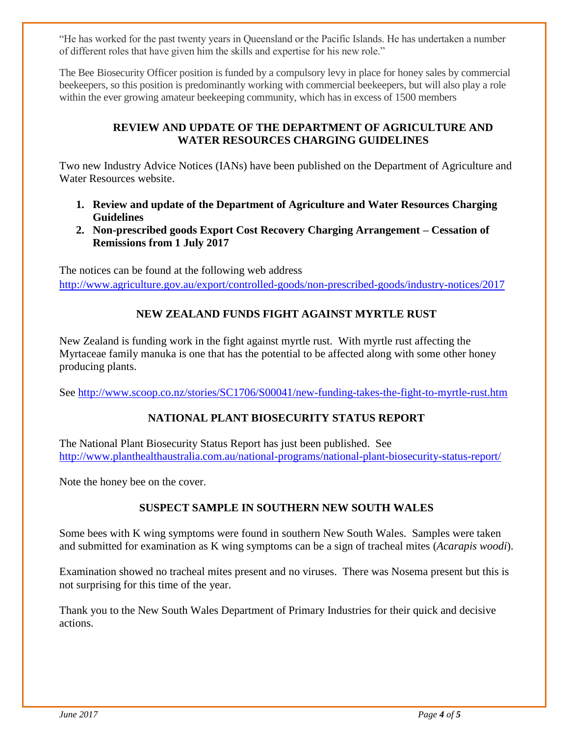"He has worked for the past twenty years in Queensland or the Pacific Islands. He has undertaken a number of different roles that have given him the skills and expertise for his new role."

The Bee Biosecurity Officer position is funded by a compulsory levy in place for honey sales by commercial beekeepers, so this position is predominantly working with commercial beekeepers, but will also play a role within the ever growing amateur beekeeping community, which has in excess of 1500 members

## REVIEW AND UPDATE OF THE DEPARTMENT OF AGRICULTURE AND WATER RESOURCES CHARGING GUIDELINES

Two new Industry Advice Notices (IANs) have been published on the Department of Agriculture and Water Resources website.

1. **Review and update of the Department of Agriculture and Water Resources Charging Guidelines**
2. **Non-prescribed goods Export Cost Recovery Charging Arrangement – Cessation of Remissions from 1 July 2017**

The notices can be found at the following web address
http://www.agriculture.gov.au/export/controlled-goods/non-prescribed-goods/industry-notices/2017

## NEW ZEALAND FUNDS FIGHT AGAINST MYRTLE RUST

New Zealand is funding work in the fight against myrtle rust. With myrtle rust affecting the Myrtaceae family manuka is one that has the potential to be affected along with some other honey producing plants.

See http://www.scoop.co.nz/stories/SC1706/S00041/new-funding-takes-the-fight-to-myrtle-rust.htm

## NATIONAL PLANT BIOSECURITY STATUS REPORT

The National Plant Biosecurity Status Report has just been published. See http://www.planthealthaustralia.com.au/national-programs/national-plant-biosecurity-status-report/

Note the honey bee on the cover.

## SUSPECT SAMPLE IN SOUTHERN NEW SOUTH WALES

Some bees with K wing symptoms were found in southern New South Wales. Samples were taken and submitted for examination as K wing symptoms can be a sign of tracheal mites (*Acarapis woodi*).

Examination showed no tracheal mites present and no viruses. There was Nosema present but this is not surprising for this time of the year.

Thank you to the New South Wales Department of Primary Industries for their quick and decisive actions.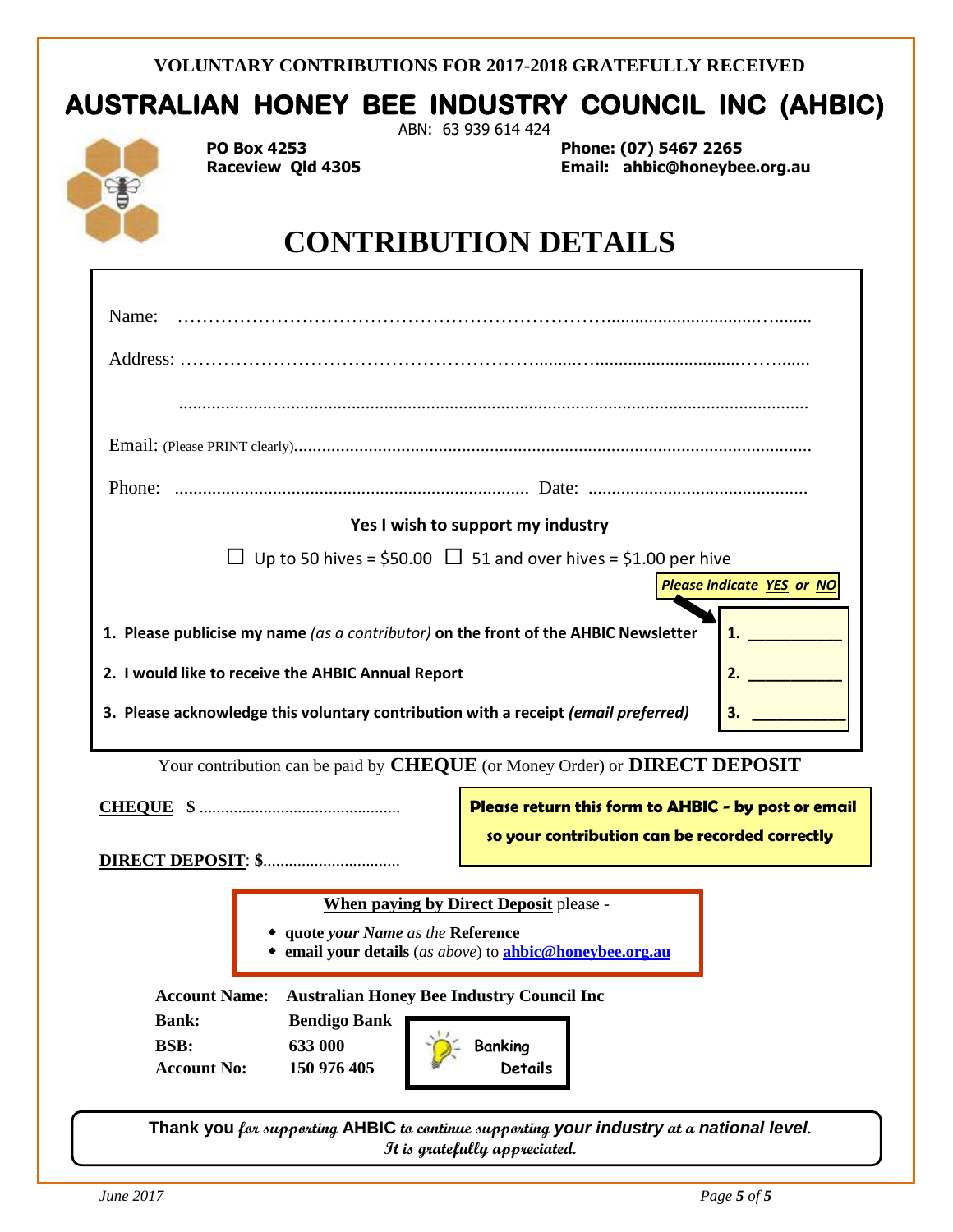**VOLUNTARY CONTRIBUTIONS FOR 2017-2018 GRATEFULLY RECEIVED**

# AUSTRALIAN HONEY BEE INDUSTRY COUNCIL INC (AHBIC)

ABN: 63 939 614 424

**PO Box 4253**
**Raceview Qld 4305**

**Phone: (07) 5467 2265**
**Email: ahbic@honeybee.org.au**

# CONTRIBUTION DETAILS

Name: ..................................................................................................

Address: ..................................................................................................

..................................................................................................

Email: (Please PRINT clearly)..................................................................................................

Phone: .................................................................. Date: ..............................................

**Yes I wish to support my industry**

☐ Up to 50 hives = $50.00 ☐ 51 and over hives = $1.00 per hive

***Please indicate YES or NO***

**1. Please publicise my name** *(as a contributor)* **on the front of the AHBIC Newsletter** **1. __________**

**2. I would like to receive the AHBIC Annual Report** **2. __________**

**3. Please acknowledge this voluntary contribution with a receipt** ***(email preferred)*** **3. __________**

Your contribution can be paid by **CHEQUE** (or Money Order) or **DIRECT DEPOSIT**

**CHEQUE $** ..............................................

**DIRECT DEPOSIT: $**................................

**Please return this form to AHBIC - by post or email so your contribution can be recorded correctly**

**When paying by Direct Deposit** please -

- **quote** ***your Name*** *as the* **Reference**
- **email your details** (*as above*) to **ahbic@honeybee.org.au**

| | |
|---|---|
| **Account Name:** | **Australian Honey Bee Industry Council Inc** |
| **Bank:** | **Bendigo Bank** |
| **BSB:** | **633 000** |
| **Account No:** | **150 976 405** |

Banking Details

**Thank you** *for supporting* **AHBIC** *to continue supporting* ***your industry*** *at a* ***national level.***
*It is gratefully appreciated.*